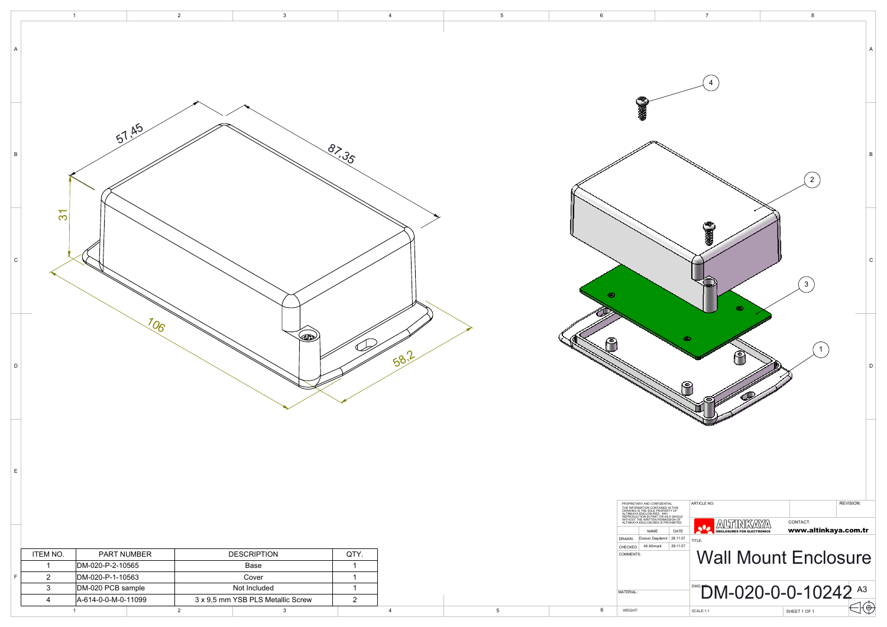57,45

87,35

31

106

58,2

4

2

3

1

| ITEM NO. | PART NUMBER | DESCRIPTION | QTY. |
|---|---|---|---|
| 1 | DM-020-P-2-10565 | Base | 1 |
| 2 | DM-020-P-1-10563 | Cover | 1 |
| 3 | DM-020 PCB sample | Not Included | 1 |
| 4 | A-614-0-0-M-0-11099 | 3 x 9,5 mm YSB PLS Metallic Screw | 2 |

PROPRIETARY AND CONFIDENTIAL
THE INFORMATION CONTAINED IN THIS DRAWING IS THE SOLE PROPERTY OF ALTINKAYA ENCLOSURES. ANY REPRODUCTION IN PART OR AS A WHOLE WITHOUT THE WRITTEN PERMISSION OF ALTINKAYA ENCLOSURES IS PROHIBITED.

| | NAME | DATE |
|---|---|---|
| DRAWN | Dursun Daşdemir | 28.11.07 |
| CHECKED | Ali Altınışık | 28.11.07 |

COMMENTS:

MATERIAL:

WEIGHT:

ARTICLE NO:

REVISION:

ALTINKAYA ENCLOSURES FOR ELECTRONICS

CONTACT: **www.altinkaya.com.tr**

TITLE:

# Wall Mount Enclosure

DWG NO: DM-020-0-0-10242 A3

SCALE:1:1

SHEET 1 OF 1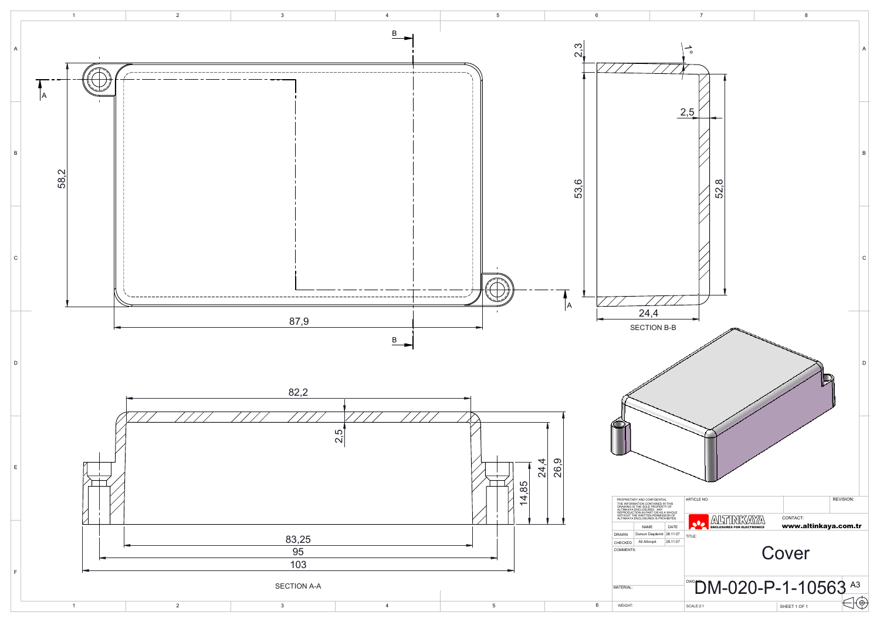SECTION B-B

SECTION A-A

PROPRIETARY AND CONFIDENTIAL
THE INFORMATION CONTAINED IN THIS DRAWING IS THE SOLE PROPERTY OF ALTINKAYA ENCLOSURES. ANY REPRODUCTION IN PART OR AS A WHOLE WITHOUT THE WRITTEN PERMISSION OF ALTINKAYA ENCLOSURES IS PROHIBITED.

| | NAME | DATE |
|---|---|---|
| DRAWN | Dursun Dagdemir | 28.11.07 |
| CHECKED | Ali Altinışık | 28.11.07 |

COMMENTS:

MATERIAL:

WEIGHT:

ARTICLE NO:

REVISION:

ALTINKAYA
ENCLOSURES FOR ELECTRONICS

CONTACT:
**www.altinkaya.com.tr**

TITLE:

# Cover

DWG NO: DM-020-P-1-10563 A3

SCALE:2:1

SHEET 1 OF 1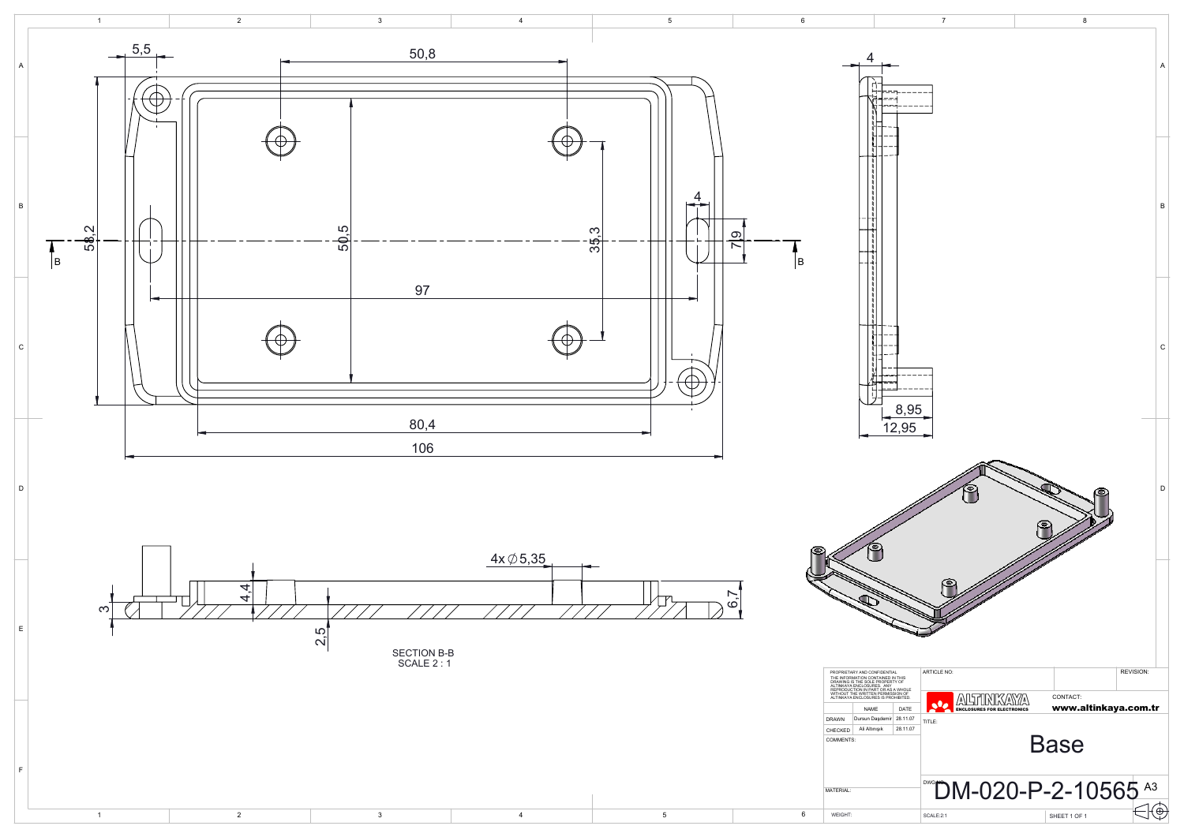5,5

50,8

58,2

50,5

35,3

4

7,9

97

80,4

106

B

B

4

8,95

12,95

4x ∅5,35

3

4,4

2,5

6,7

SECTION B-B
SCALE 2 : 1

PROPRIETARY AND CONFIDENTIAL
THE INFORMATION CONTAINED IN THIS DRAWING IS THE SOLE PROPERTY OF ALTINKAYA ENCLOSURES. ANY REPRODUCTION IN PART OR AS A WHOLE WITHOUT THE WRITTEN PERMISSION OF ALTINKAYA ENCLOSURES IS PROHIBITED.

| | NAME | DATE |
|---|---|---|
| DRAWN | Dursun Daşdemir | 28.11.07 |
| CHECKED | Ali Altınışık | 28.11.07 |

COMMENTS:

MATERIAL:

WEIGHT:

ARTICLE NO:

REVISION:

ALTINKAYA
ENCLOSURES FOR ELECTRONICS

CONTACT:
**www.altinkaya.com.tr**

TITLE:

Base

DWG NO:

DM-020-P-2-10565

A3

SCALE:2:1

SHEET 1 OF 1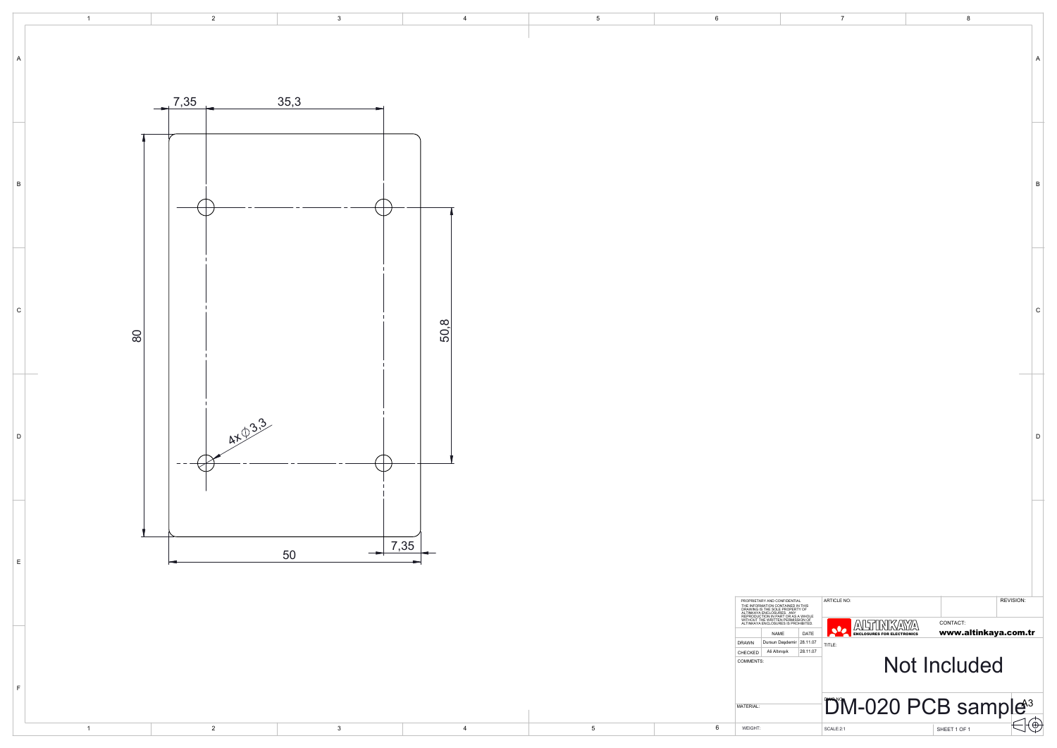7,35

35,3

80

50,8

4x ⌀3,3

50

7,35

PROPRIETARY AND CONFIDENTIAL
THE INFORMATION CONTAINED IN THIS DRAWING IS THE SOLE PROPERTY OF ALTINKAYA ENCLOSURES. ANY REPRODUCTION IN PART OR AS A WHOLE WITHOUT THE WRITTEN PERMISSION OF ALTINKAYA ENCLOSURES IS PROHIBITED.

| | NAME | DATE |
|---|---|---|
| DRAWN | Dursun Daşdemir | 28.11.07 |
| CHECKED | Ali Altınışık | 28.11.07 |

COMMENTS:

MATERIAL:

WEIGHT:

ARTICLE NO:

REVISION:

ALTINKAYA
ENCLOSURES FOR ELECTRONICS

CONTACT:
**www.altinkaya.com.tr**

TITLE:

Not Included

DWG NO:

DM-020 PCB sample

A3

SCALE:2:1

SHEET 1 OF 1